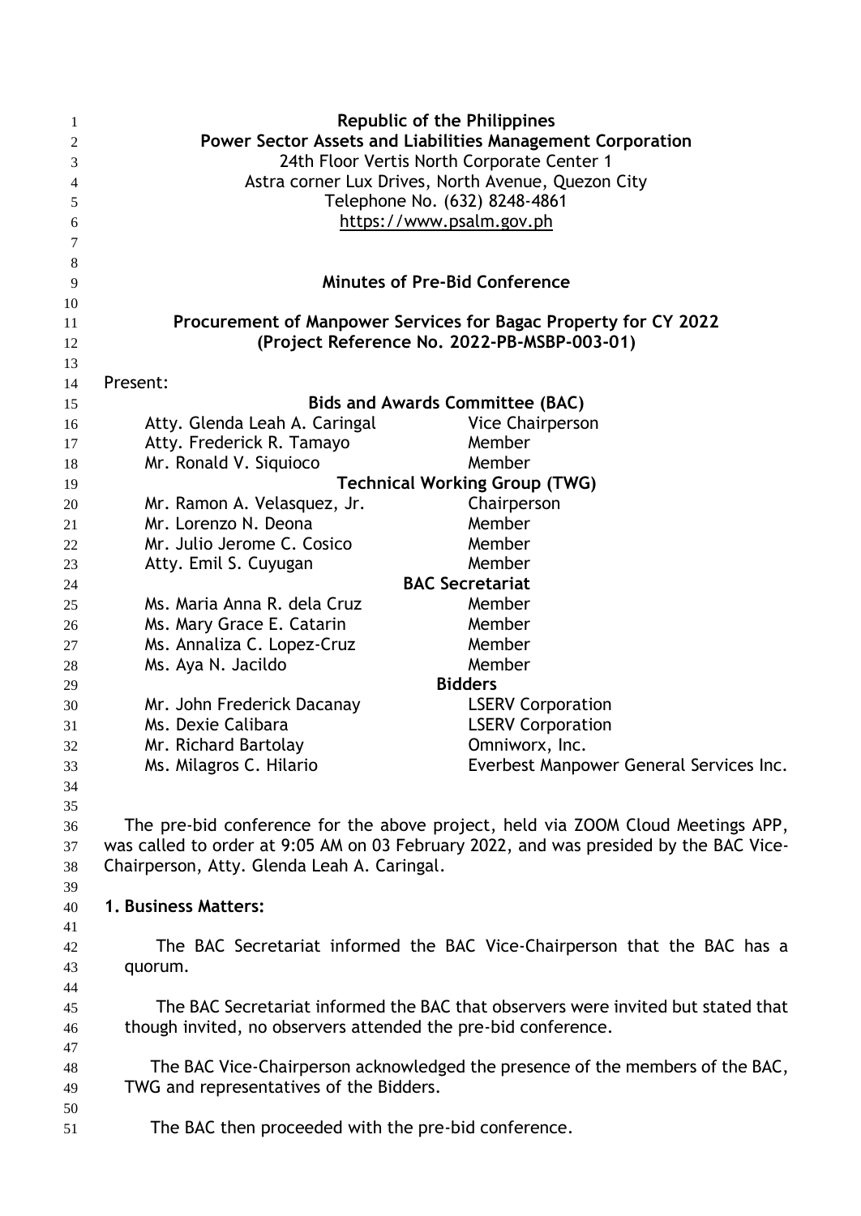**Republic of the Philippines**
**Power Sector Assets and Liabilities Management Corporation**
24th Floor Vertis North Corporate Center 1
Astra corner Lux Drives, North Avenue, Quezon City
Telephone No. (632) 8248-4861
https://www.psalm.gov.ph

# Minutes of Pre-Bid Conference

## Procurement of Manpower Services for Bagac Property for CY 2022
## (Project Reference No. 2022-PB-MSBP-003-01)

Present:

| | |
|---|---|
| **Bids and Awards Committee (BAC)** | |
| Atty. Glenda Leah A. Caringal | Vice Chairperson |
| Atty. Frederick R. Tamayo | Member |
| Mr. Ronald V. Siquioco | Member |
| **Technical Working Group (TWG)** | |
| Mr. Ramon A. Velasquez, Jr. | Chairperson |
| Mr. Lorenzo N. Deona | Member |
| Mr. Julio Jerome C. Cosico | Member |
| Atty. Emil S. Cuyugan | Member |
| **BAC Secretariat** | |
| Ms. Maria Anna R. dela Cruz | Member |
| Ms. Mary Grace E. Catarin | Member |
| Ms. Annaliza C. Lopez-Cruz | Member |
| Ms. Aya N. Jacildo | Member |
| **Bidders** | |
| Mr. John Frederick Dacanay | LSERV Corporation |
| Ms. Dexie Calibara | LSERV Corporation |
| Mr. Richard Bartolay | Omniworx, Inc. |
| Ms. Milagros C. Hilario | Everbest Manpower General Services Inc. |

The pre-bid conference for the above project, held via ZOOM Cloud Meetings APP, was called to order at 9:05 AM on 03 February 2022, and was presided by the BAC Vice-Chairperson, Atty. Glenda Leah A. Caringal.

**1. Business Matters:**

The BAC Secretariat informed the BAC Vice-Chairperson that the BAC has a quorum.

The BAC Secretariat informed the BAC that observers were invited but stated that though invited, no observers attended the pre-bid conference.

The BAC Vice-Chairperson acknowledged the presence of the members of the BAC, TWG and representatives of the Bidders.

The BAC then proceeded with the pre-bid conference.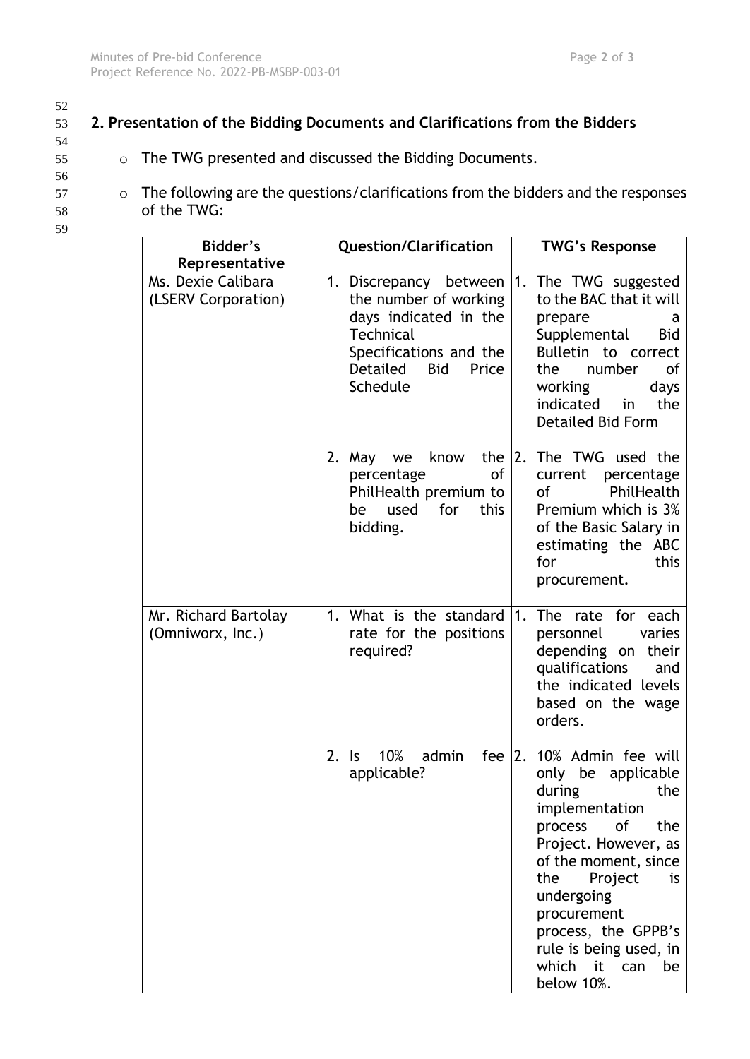## 2. Presentation of the Bidding Documents and Clarifications from the Bidders

- The TWG presented and discussed the Bidding Documents.

- The following are the questions/clarifications from the bidders and the responses of the TWG:

| Bidder's Representative | Question/Clarification | TWG's Response |
|---|---|---|
| Ms. Dexie Calibara (LSERV Corporation) | 1. Discrepancy between the number of working days indicated in the Technical Specifications and the Detailed Bid Price Schedule | 1. The TWG suggested to the BAC that it will prepare a Supplemental Bid Bulletin to correct the number of working days indicated in the Detailed Bid Form |
| | 2. May we know the percentage of PhilHealth premium to be used for this bidding. | 2. The TWG used the current percentage of PhilHealth Premium which is 3% of the Basic Salary in estimating the ABC for this procurement. |
| Mr. Richard Bartolay (Omniworx, Inc.) | 1. What is the standard rate for the positions required? | 1. The rate for each personnel varies depending on their qualifications and the indicated levels based on the wage orders. |
| | 2. Is 10% admin fee applicable? | 2. 10% Admin fee will only be applicable during the implementation process of the Project. However, as of the moment, since the Project is undergoing procurement process, the GPPB's rule is being used, in which it can be below 10%. |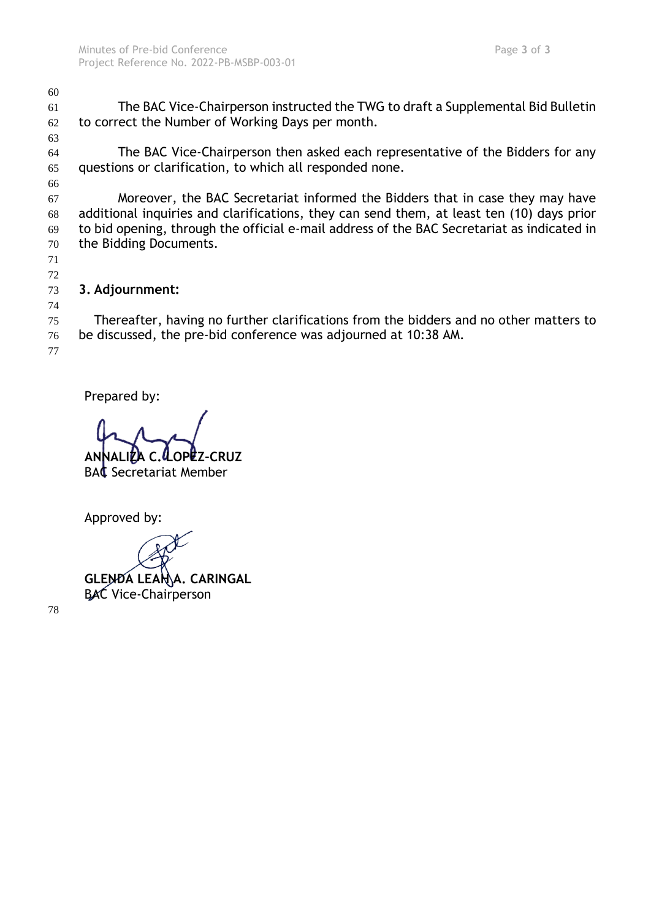The BAC Vice-Chairperson instructed the TWG to draft a Supplemental Bid Bulletin to correct the Number of Working Days per month.

The BAC Vice-Chairperson then asked each representative of the Bidders for any questions or clarification, to which all responded none.

Moreover, the BAC Secretariat informed the Bidders that in case they may have additional inquiries and clarifications, they can send them, at least ten (10) days prior to bid opening, through the official e-mail address of the BAC Secretariat as indicated in the Bidding Documents.

**3. Adjournment:**

Thereafter, having no further clarifications from the bidders and no other matters to be discussed, the pre-bid conference was adjourned at 10:38 AM.

Prepared by:

**ANNALIZA C. LOPEZ-CRUZ**
BAC Secretariat Member

Approved by:

**GLENDA LEAH A. CARINGAL**
BAC Vice-Chairperson